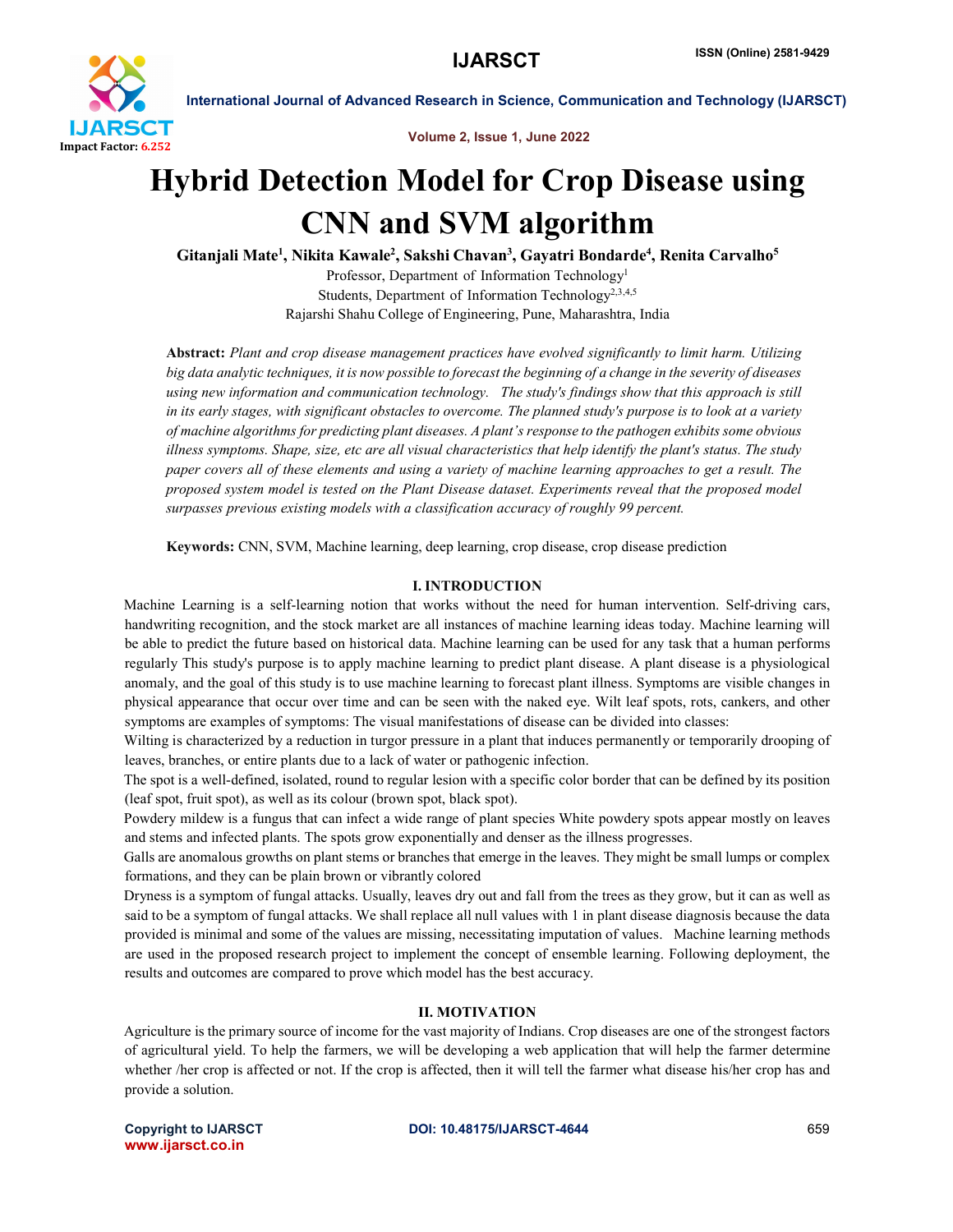# Hybrid Detection Model for Crop Disease using CNN and SVM algorithm

**Gitanjali Mate[1], Nikita Kawale[2], Sakshi Chavan[3], Gayatri Bondarde[4], Renita Carvalho[5]**

Professor, Department of Information Technology[1]
Students, Department of Information Technology[2,3,4,5]
Rajarshi Shahu College of Engineering, Pune, Maharashtra, India

**Abstract:** *Plant and crop disease management practices have evolved significantly to limit harm. Utilizing big data analytic techniques, it is now possible to forecast the beginning of a change in the severity of diseases using new information and communication technology. The study's findings show that this approach is still in its early stages, with significant obstacles to overcome. The planned study's purpose is to look at a variety of machine algorithms for predicting plant diseases. A plant's response to the pathogen exhibits some obvious illness symptoms. Shape, size, etc are all visual characteristics that help identify the plant's status. The study paper covers all of these elements and using a variety of machine learning approaches to get a result. The proposed system model is tested on the Plant Disease dataset. Experiments reveal that the proposed model surpasses previous existing models with a classification accuracy of roughly 99 percent.*

**Keywords:** CNN, SVM, Machine learning, deep learning, crop disease, crop disease prediction

## I. INTRODUCTION

Machine Learning is a self-learning notion that works without the need for human intervention. Self-driving cars, handwriting recognition, and the stock market are all instances of machine learning ideas today. Machine learning will be able to predict the future based on historical data. Machine learning can be used for any task that a human performs regularly This study's purpose is to apply machine learning to predict plant disease. A plant disease is a physiological anomaly, and the goal of this study is to use machine learning to forecast plant illness. Symptoms are visible changes in physical appearance that occur over time and can be seen with the naked eye. Wilt leaf spots, rots, cankers, and other symptoms are examples of symptoms: The visual manifestations of disease can be divided into classes:

Wilting is characterized by a reduction in turgor pressure in a plant that induces permanently or temporarily drooping of leaves, branches, or entire plants due to a lack of water or pathogenic infection.

The spot is a well-defined, isolated, round to regular lesion with a specific color border that can be defined by its position (leaf spot, fruit spot), as well as its colour (brown spot, black spot).

Powdery mildew is a fungus that can infect a wide range of plant species White powdery spots appear mostly on leaves and stems and infected plants. The spots grow exponentially and denser as the illness progresses.

Galls are anomalous growths on plant stems or branches that emerge in the leaves. They might be small lumps or complex formations, and they can be plain brown or vibrantly colored

Dryness is a symptom of fungal attacks. Usually, leaves dry out and fall from the trees as they grow, but it can as well as said to be a symptom of fungal attacks. We shall replace all null values with 1 in plant disease diagnosis because the data provided is minimal and some of the values are missing, necessitating imputation of values. Machine learning methods are used in the proposed research project to implement the concept of ensemble learning. Following deployment, the results and outcomes are compared to prove which model has the best accuracy.

## II. MOTIVATION

Agriculture is the primary source of income for the vast majority of Indians. Crop diseases are one of the strongest factors of agricultural yield. To help the farmers, we will be developing a web application that will help the farmer determine whether /her crop is affected or not. If the crop is affected, then it will tell the farmer what disease his/her crop has and provide a solution.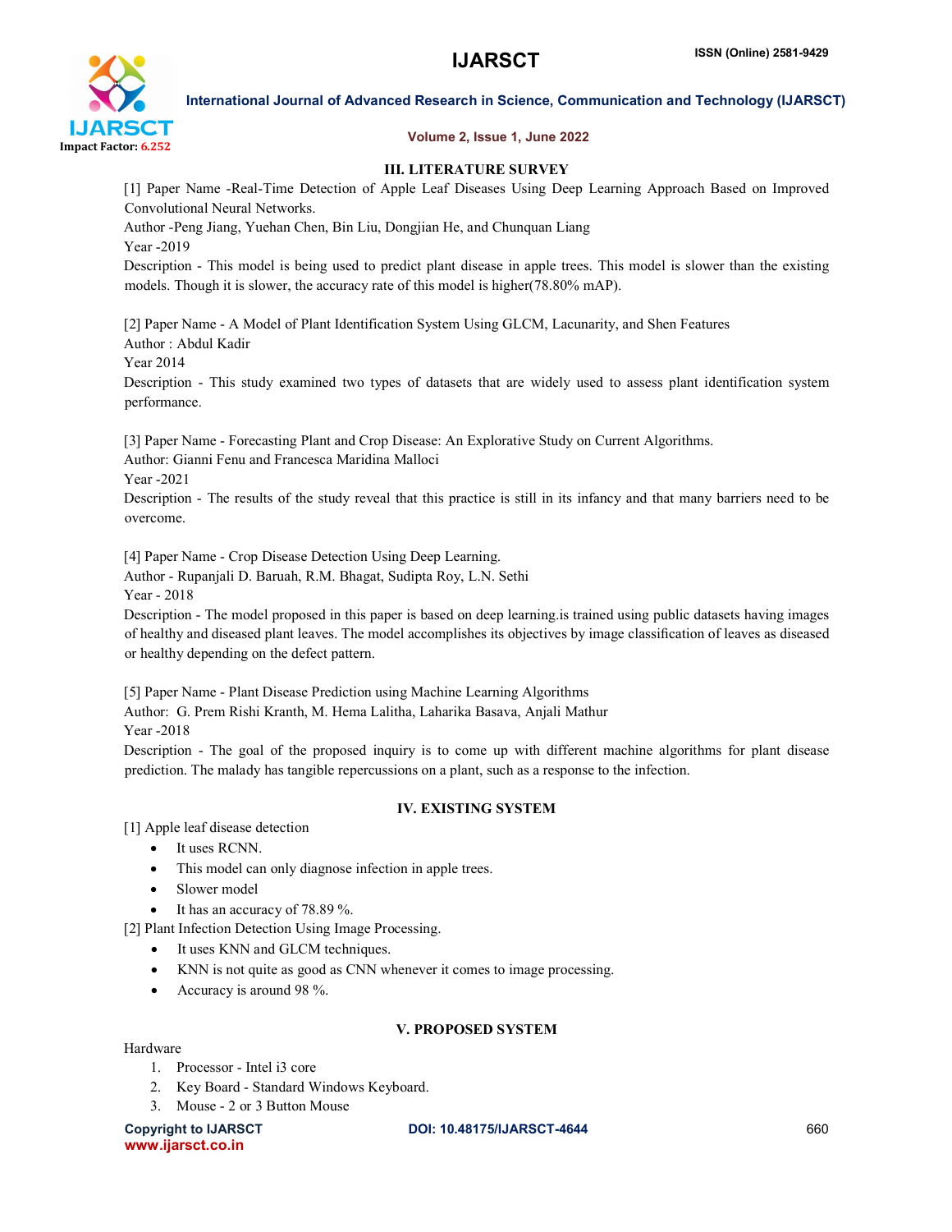## III. LITERATURE SURVEY

[1] Paper Name -Real-Time Detection of Apple Leaf Diseases Using Deep Learning Approach Based on Improved Convolutional Neural Networks.
Author -Peng Jiang, Yuehan Chen, Bin Liu, Dongjian He, and Chunquan Liang
Year -2019
Description - This model is being used to predict plant disease in apple trees. This model is slower than the existing models. Though it is slower, the accuracy rate of this model is higher(78.80% mAP).

[2] Paper Name - A Model of Plant Identification System Using GLCM, Lacunarity, and Shen Features
Author : Abdul Kadir
Year 2014
Description - This study examined two types of datasets that are widely used to assess plant identification system performance.

[3] Paper Name - Forecasting Plant and Crop Disease: An Explorative Study on Current Algorithms.
Author: Gianni Fenu and Francesca Maridina Malloci
Year -2021
Description - The results of the study reveal that this practice is still in its infancy and that many barriers need to be overcome.

[4] Paper Name - Crop Disease Detection Using Deep Learning.
Author - Rupanjali D. Baruah, R.M. Bhagat, Sudipta Roy, L.N. Sethi
Year - 2018
Description - The model proposed in this paper is based on deep learning.is trained using public datasets having images of healthy and diseased plant leaves. The model accomplishes its objectives by image classification of leaves as diseased or healthy depending on the defect pattern.

[5] Paper Name - Plant Disease Prediction using Machine Learning Algorithms
Author: G. Prem Rishi Kranth, M. Hema Lalitha, Laharika Basava, Anjali Mathur
Year -2018
Description - The goal of the proposed inquiry is to come up with different machine algorithms for plant disease prediction. The malady has tangible repercussions on a plant, such as a response to the infection.

## IV. EXISTING SYSTEM

[1] Apple leaf disease detection

- It uses RCNN.
- This model can only diagnose infection in apple trees.
- Slower model
- It has an accuracy of 78.89 %.

[2] Plant Infection Detection Using Image Processing.

- It uses KNN and GLCM techniques.
- KNN is not quite as good as CNN whenever it comes to image processing.
- Accuracy is around 98 %.

## V. PROPOSED SYSTEM

Hardware

1. Processor - Intel i3 core
2. Key Board - Standard Windows Keyboard.
3. Mouse - 2 or 3 Button Mouse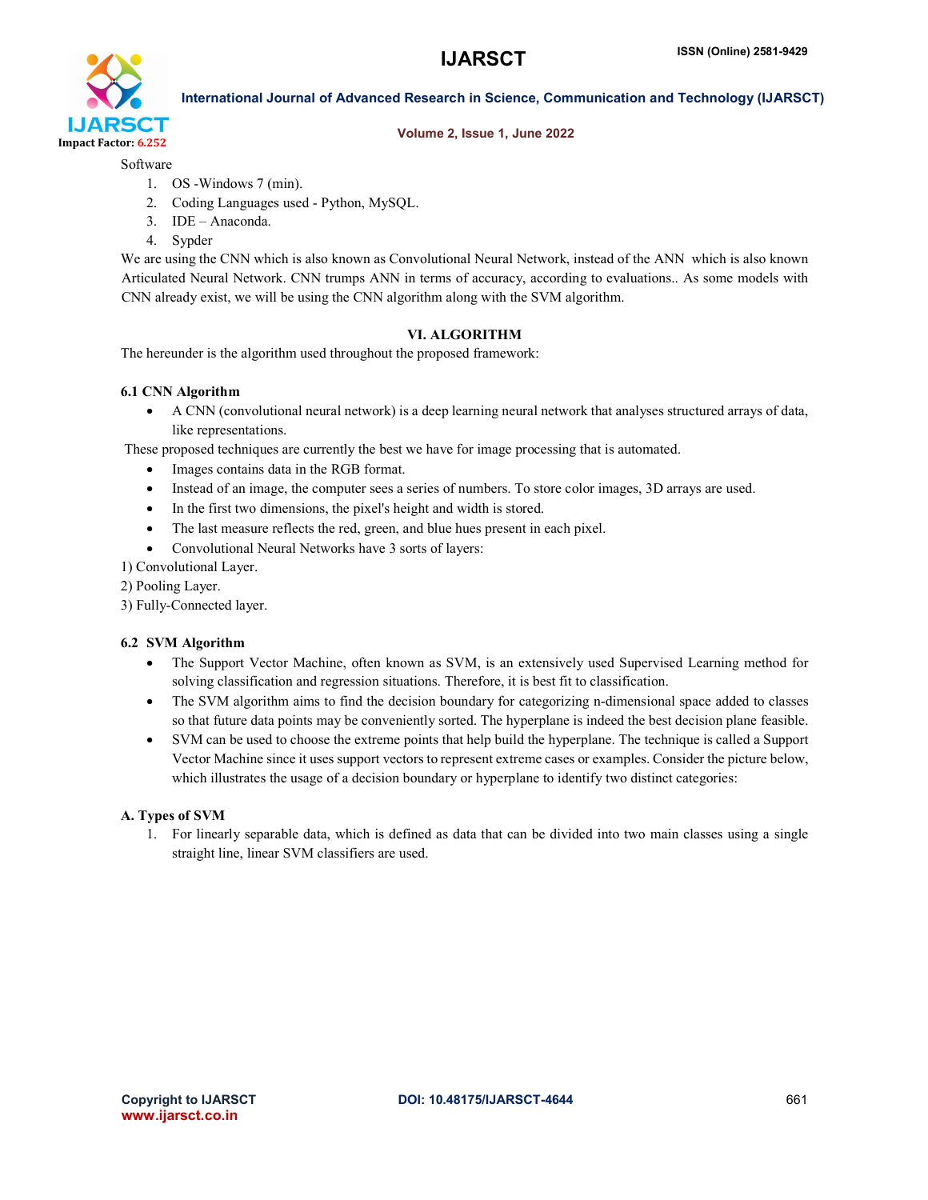Software

1. OS -Windows 7 (min).
2. Coding Languages used - Python, MySQL.
3. IDE – Anaconda.
4. Sypder

We are using the CNN which is also known as Convolutional Neural Network, instead of the ANN which is also known Articulated Neural Network. CNN trumps ANN in terms of accuracy, according to evaluations.. As some models with CNN already exist, we will be using the CNN algorithm along with the SVM algorithm.

## VI. ALGORITHM

The hereunder is the algorithm used throughout the proposed framework:

### 6.1 CNN Algorithm

- A CNN (convolutional neural network) is a deep learning neural network that analyses structured arrays of data, like representations.

These proposed techniques are currently the best we have for image processing that is automated.

- Images contains data in the RGB format.
- Instead of an image, the computer sees a series of numbers. To store color images, 3D arrays are used.
- In the first two dimensions, the pixel's height and width is stored.
- The last measure reflects the red, green, and blue hues present in each pixel.
- Convolutional Neural Networks have 3 sorts of layers:

1) Convolutional Layer.
2) Pooling Layer.
3) Fully-Connected layer.

### 6.2 SVM Algorithm

- The Support Vector Machine, often known as SVM, is an extensively used Supervised Learning method for solving classification and regression situations. Therefore, it is best fit to classification.
- The SVM algorithm aims to find the decision boundary for categorizing n-dimensional space added to classes so that future data points may be conveniently sorted. The hyperplane is indeed the best decision plane feasible.
- SVM can be used to choose the extreme points that help build the hyperplane. The technique is called a Support Vector Machine since it uses support vectors to represent extreme cases or examples. Consider the picture below, which illustrates the usage of a decision boundary or hyperplane to identify two distinct categories:

#### A. Types of SVM

1. For linearly separable data, which is defined as data that can be divided into two main classes using a single straight line, linear SVM classifiers are used.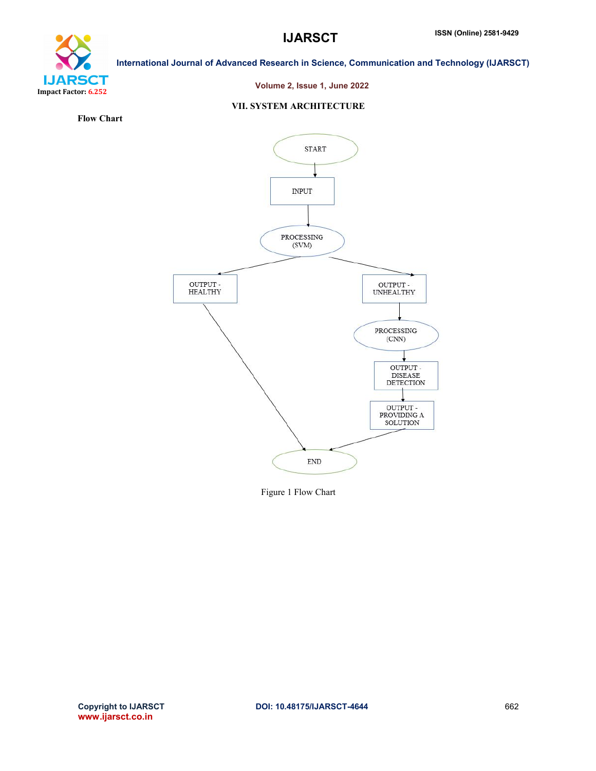## VII. SYSTEM ARCHITECTURE

**Flow Chart**

START

INPUT

PROCESSING (SVM)

OUTPUT - HEALTHY

OUTPUT - UNHEALTHY

PROCESSING (CNN)

OUTPUT - DISEASE DETECTION

OUTPUT - PROVIDING A SOLUTION

END

Figure 1 Flow Chart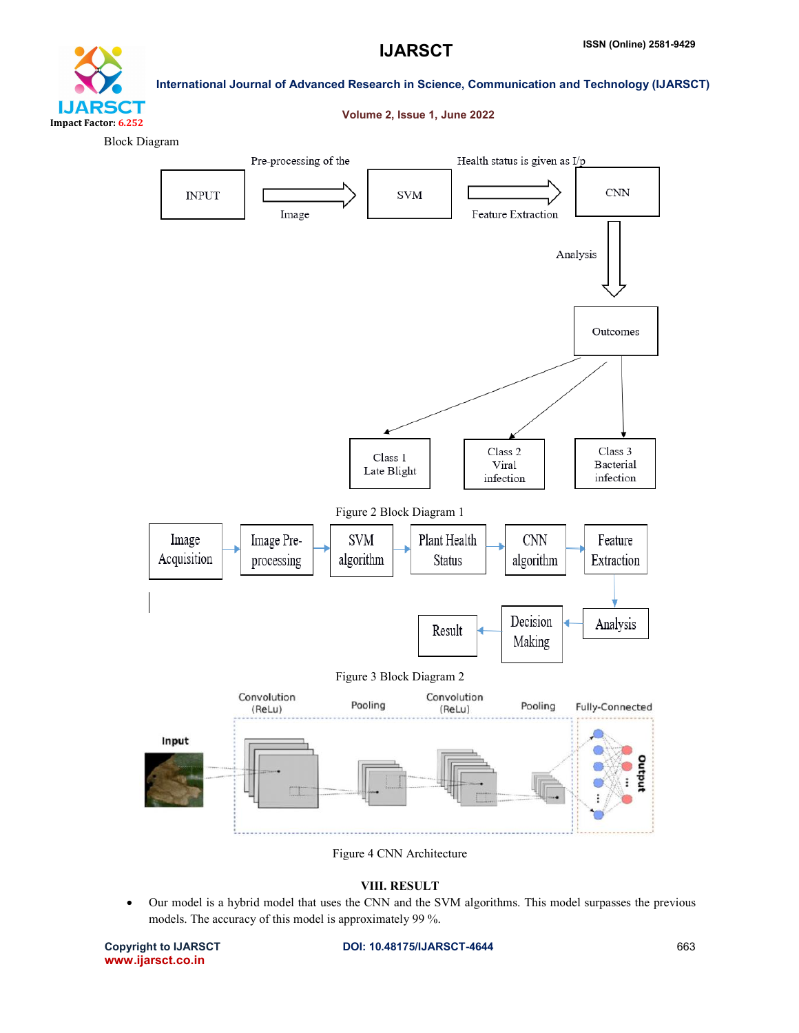Block Diagram

Figure 2 Block Diagram 1

Figure 3 Block Diagram 2

Figure 4 CNN Architecture

## VIII. RESULT

- Our model is a hybrid model that uses the CNN and the SVM algorithms. This model surpasses the previous models. The accuracy of this model is approximately 99 %.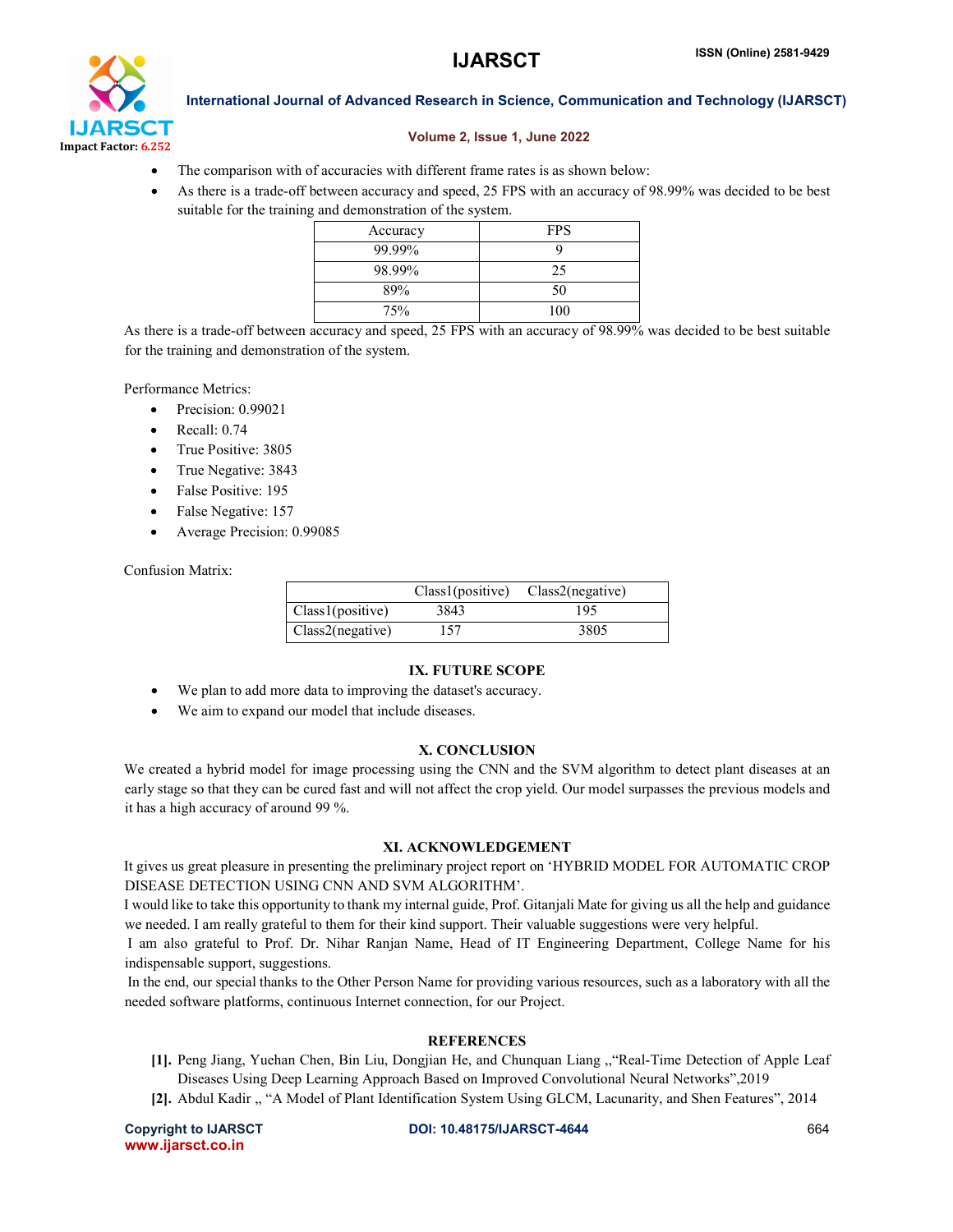- The comparison with of accuracies with different frame rates is as shown below:
- As there is a trade-off between accuracy and speed, 25 FPS with an accuracy of 98.99% was decided to be best suitable for the training and demonstration of the system.

| Accuracy | FPS |
|---|---|
| 99.99% | 9 |
| 98.99% | 25 |
| 89% | 50 |
| 75% | 100 |

As there is a trade-off between accuracy and speed, 25 FPS with an accuracy of 98.99% was decided to be best suitable for the training and demonstration of the system.

Performance Metrics:

- Precision: 0.99021
- Recall: 0.74
- True Positive: 3805
- True Negative: 3843
- False Positive: 195
- False Negative: 157
- Average Precision: 0.99085

Confusion Matrix:

| | Class1(positive) | Class2(negative) |
|---|---|---|
| Class1(positive) | 3843 | 195 |
| Class2(negative) | 157 | 3805 |

## IX. FUTURE SCOPE

- We plan to add more data to improving the dataset's accuracy.
- We aim to expand our model that include diseases.

## X. CONCLUSION

We created a hybrid model for image processing using the CNN and the SVM algorithm to detect plant diseases at an early stage so that they can be cured fast and will not affect the crop yield. Our model surpasses the previous models and it has a high accuracy of around 99 %.

## XI. ACKNOWLEDGEMENT

It gives us great pleasure in presenting the preliminary project report on 'HYBRID MODEL FOR AUTOMATIC CROP DISEASE DETECTION USING CNN AND SVM ALGORITHM'.

I would like to take this opportunity to thank my internal guide, Prof. Gitanjali Mate for giving us all the help and guidance we needed. I am really grateful to them for their kind support. Their valuable suggestions were very helpful.

I am also grateful to Prof. Dr. Nihar Ranjan Name, Head of IT Engineering Department, College Name for his indispensable support, suggestions.

In the end, our special thanks to the Other Person Name for providing various resources, such as a laboratory with all the needed software platforms, continuous Internet connection, for our Project.

## REFERENCES

[1]. Peng Jiang, Yuehan Chen, Bin Liu, Dongjian He, and Chunquan Liang ,,"Real-Time Detection of Apple Leaf Diseases Using Deep Learning Approach Based on Improved Convolutional Neural Networks",2019

[2]. Abdul Kadir ,, "A Model of Plant Identification System Using GLCM, Lacunarity, and Shen Features", 2014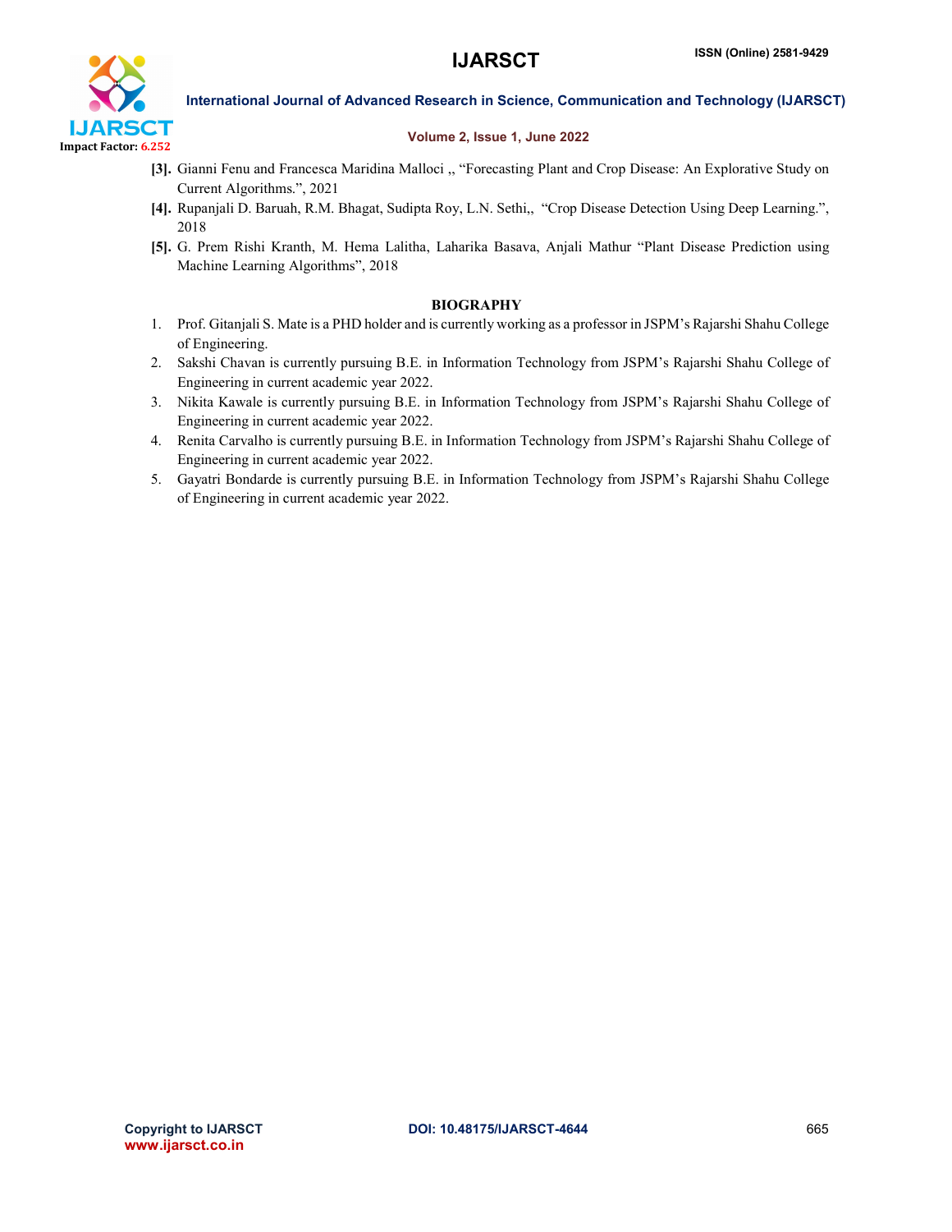**[3].** Gianni Fenu and Francesca Maridina Malloci ,, “Forecasting Plant and Crop Disease: An Explorative Study on Current Algorithms.”, 2021

**[4].** Rupanjali D. Baruah, R.M. Bhagat, Sudipta Roy, L.N. Sethi,, “Crop Disease Detection Using Deep Learning.”, 2018

**[5].** G. Prem Rishi Kranth, M. Hema Lalitha, Laharika Basava, Anjali Mathur “Plant Disease Prediction using Machine Learning Algorithms”, 2018

## BIOGRAPHY

1. Prof. Gitanjali S. Mate is a PHD holder and is currently working as a professor in JSPM’s Rajarshi Shahu College of Engineering.
2. Sakshi Chavan is currently pursuing B.E. in Information Technology from JSPM’s Rajarshi Shahu College of Engineering in current academic year 2022.
3. Nikita Kawale is currently pursuing B.E. in Information Technology from JSPM’s Rajarshi Shahu College of Engineering in current academic year 2022.
4. Renita Carvalho is currently pursuing B.E. in Information Technology from JSPM’s Rajarshi Shahu College of Engineering in current academic year 2022.
5. Gayatri Bondarde is currently pursuing B.E. in Information Technology from JSPM’s Rajarshi Shahu College of Engineering in current academic year 2022.